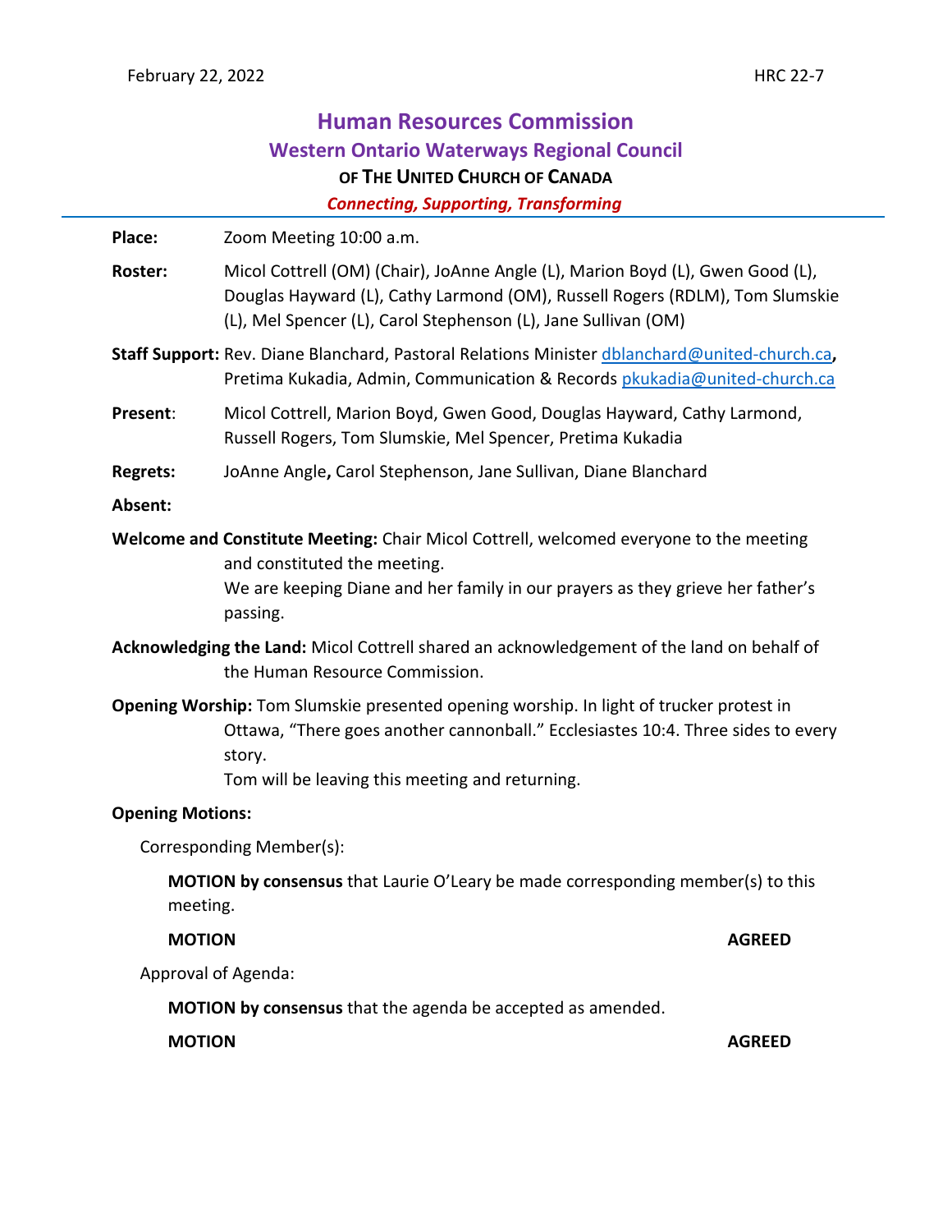February 22, 2022 HRC 22-7

# Human Resources Commission

## Western Ontario Waterways Regional Council

### OF THE UNITED CHURCH OF CANADA

*Connecting, Supporting, Transforming*

---

**Place:** Zoom Meeting 10:00 a.m.

**Roster:** Micol Cottrell (OM) (Chair), JoAnne Angle (L), Marion Boyd (L), Gwen Good (L), Douglas Hayward (L), Cathy Larmond (OM), Russell Rogers (RDLM), Tom Slumskie (L), Mel Spencer (L), Carol Stephenson (L), Jane Sullivan (OM)

**Staff Support:** Rev. Diane Blanchard, Pastoral Relations Minister dblanchard@united-church.ca, Pretima Kukadia, Admin, Communication & Records pkukadia@united-church.ca

**Present**: Micol Cottrell, Marion Boyd, Gwen Good, Douglas Hayward, Cathy Larmond, Russell Rogers, Tom Slumskie, Mel Spencer, Pretima Kukadia

**Regrets:** JoAnne Angle**,** Carol Stephenson, Jane Sullivan, Diane Blanchard

**Absent:**

**Welcome and Constitute Meeting:** Chair Micol Cottrell, welcomed everyone to the meeting and constituted the meeting.
We are keeping Diane and her family in our prayers as they grieve her father's passing.

**Acknowledging the Land:** Micol Cottrell shared an acknowledgement of the land on behalf of the Human Resource Commission.

**Opening Worship:** Tom Slumskie presented opening worship. In light of trucker protest in Ottawa, "There goes another cannonball." Ecclesiastes 10:4. Three sides to every story.
Tom will be leaving this meeting and returning.

**Opening Motions:**

Corresponding Member(s):

**MOTION by consensus** that Laurie O'Leary be made corresponding member(s) to this meeting.

**MOTION** **AGREED**

Approval of Agenda:

**MOTION by consensus** that the agenda be accepted as amended.

**MOTION** **AGREED**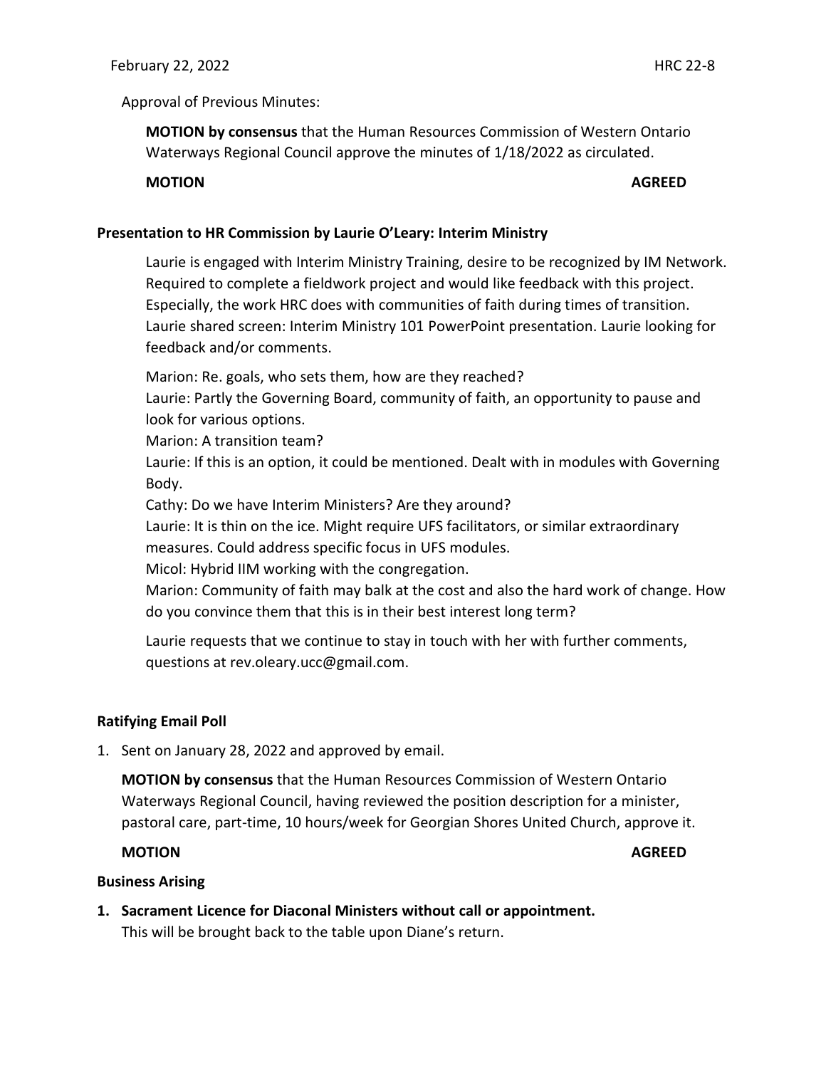Approval of Previous Minutes:

**MOTION by consensus** that the Human Resources Commission of Western Ontario Waterways Regional Council approve the minutes of 1/18/2022 as circulated.

**MOTION** **AGREED**

**Presentation to HR Commission by Laurie O'Leary: Interim Ministry**

Laurie is engaged with Interim Ministry Training, desire to be recognized by IM Network. Required to complete a fieldwork project and would like feedback with this project. Especially, the work HRC does with communities of faith during times of transition. Laurie shared screen: Interim Ministry 101 PowerPoint presentation. Laurie looking for feedback and/or comments.

Marion: Re. goals, who sets them, how are they reached?
Laurie: Partly the Governing Board, community of faith, an opportunity to pause and look for various options.
Marion: A transition team?
Laurie: If this is an option, it could be mentioned. Dealt with in modules with Governing Body.
Cathy: Do we have Interim Ministers? Are they around?
Laurie: It is thin on the ice. Might require UFS facilitators, or similar extraordinary measures. Could address specific focus in UFS modules.
Micol: Hybrid IIM working with the congregation.
Marion: Community of faith may balk at the cost and also the hard work of change. How do you convince them that this is in their best interest long term?

Laurie requests that we continue to stay in touch with her with further comments, questions at rev.oleary.ucc@gmail.com.

**Ratifying Email Poll**

1. Sent on January 28, 2022 and approved by email.

**MOTION by consensus** that the Human Resources Commission of Western Ontario Waterways Regional Council, having reviewed the position description for a minister, pastoral care, part-time, 10 hours/week for Georgian Shores United Church, approve it.

**MOTION** **AGREED**

**Business Arising**

1. **Sacrament Licence for Diaconal Ministers without call or appointment.**
   This will be brought back to the table upon Diane's return.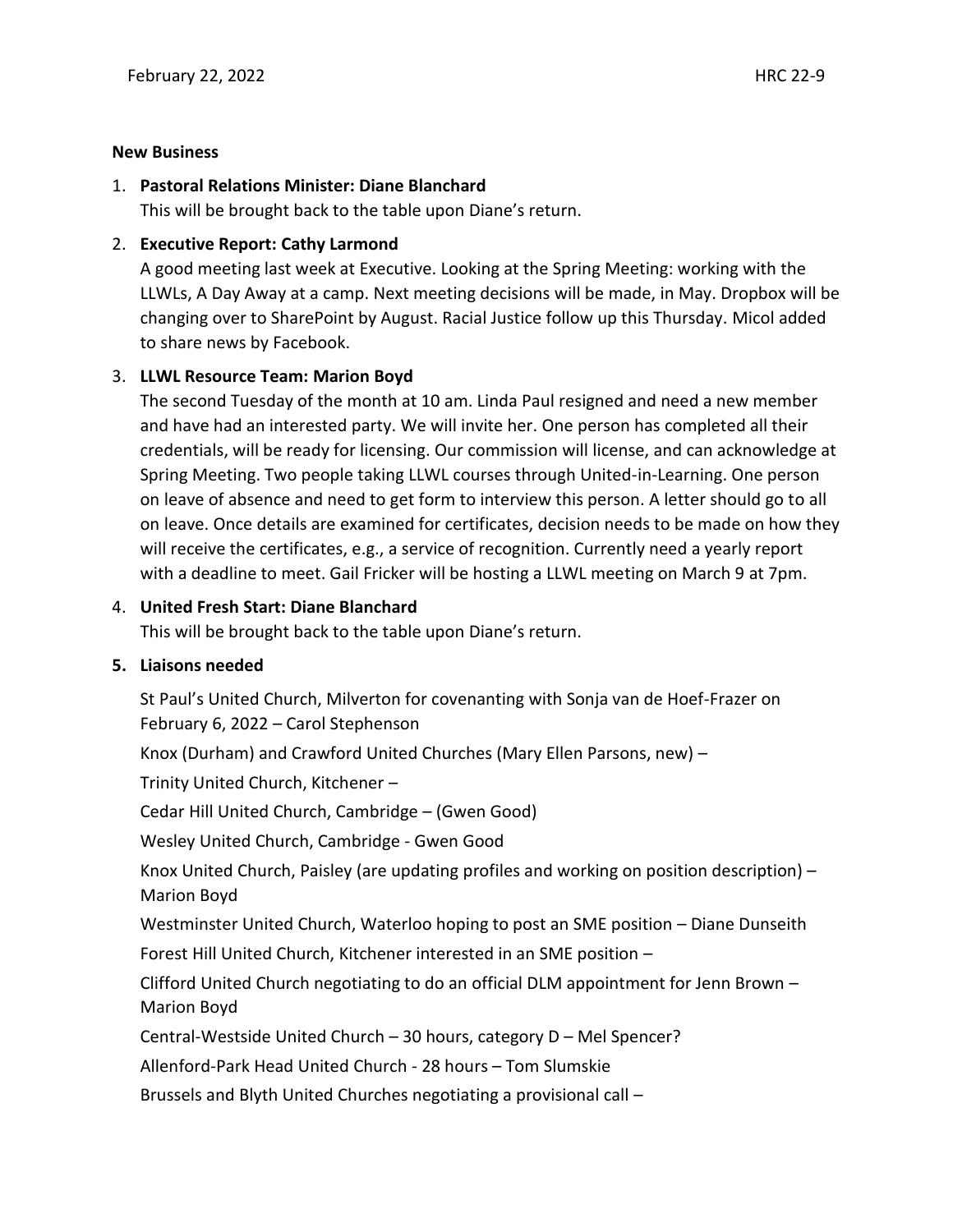**New Business**

1. **Pastoral Relations Minister: Diane Blanchard**
   This will be brought back to the table upon Diane's return.

2. **Executive Report: Cathy Larmond**
   A good meeting last week at Executive. Looking at the Spring Meeting: working with the LLWLs, A Day Away at a camp. Next meeting decisions will be made, in May. Dropbox will be changing over to SharePoint by August. Racial Justice follow up this Thursday. Micol added to share news by Facebook.

3. **LLWL Resource Team: Marion Boyd**
   The second Tuesday of the month at 10 am. Linda Paul resigned and need a new member and have had an interested party. We will invite her. One person has completed all their credentials, will be ready for licensing. Our commission will license, and can acknowledge at Spring Meeting. Two people taking LLWL courses through United-in-Learning. One person on leave of absence and need to get form to interview this person. A letter should go to all on leave. Once details are examined for certificates, decision needs to be made on how they will receive the certificates, e.g., a service of recognition. Currently need a yearly report with a deadline to meet. Gail Fricker will be hosting a LLWL meeting on March 9 at 7pm.

4. **United Fresh Start: Diane Blanchard**
   This will be brought back to the table upon Diane's return.

5. **Liaisons needed**

   St Paul's United Church, Milverton for covenanting with Sonja van de Hoef-Frazer on February 6, 2022 – Carol Stephenson

   Knox (Durham) and Crawford United Churches (Mary Ellen Parsons, new) –

   Trinity United Church, Kitchener –

   Cedar Hill United Church, Cambridge – (Gwen Good)

   Wesley United Church, Cambridge - Gwen Good

   Knox United Church, Paisley (are updating profiles and working on position description) – Marion Boyd

   Westminster United Church, Waterloo hoping to post an SME position – Diane Dunseith

   Forest Hill United Church, Kitchener interested in an SME position –

   Clifford United Church negotiating to do an official DLM appointment for Jenn Brown – Marion Boyd

   Central-Westside United Church – 30 hours, category D – Mel Spencer?

   Allenford-Park Head United Church - 28 hours – Tom Slumskie

   Brussels and Blyth United Churches negotiating a provisional call –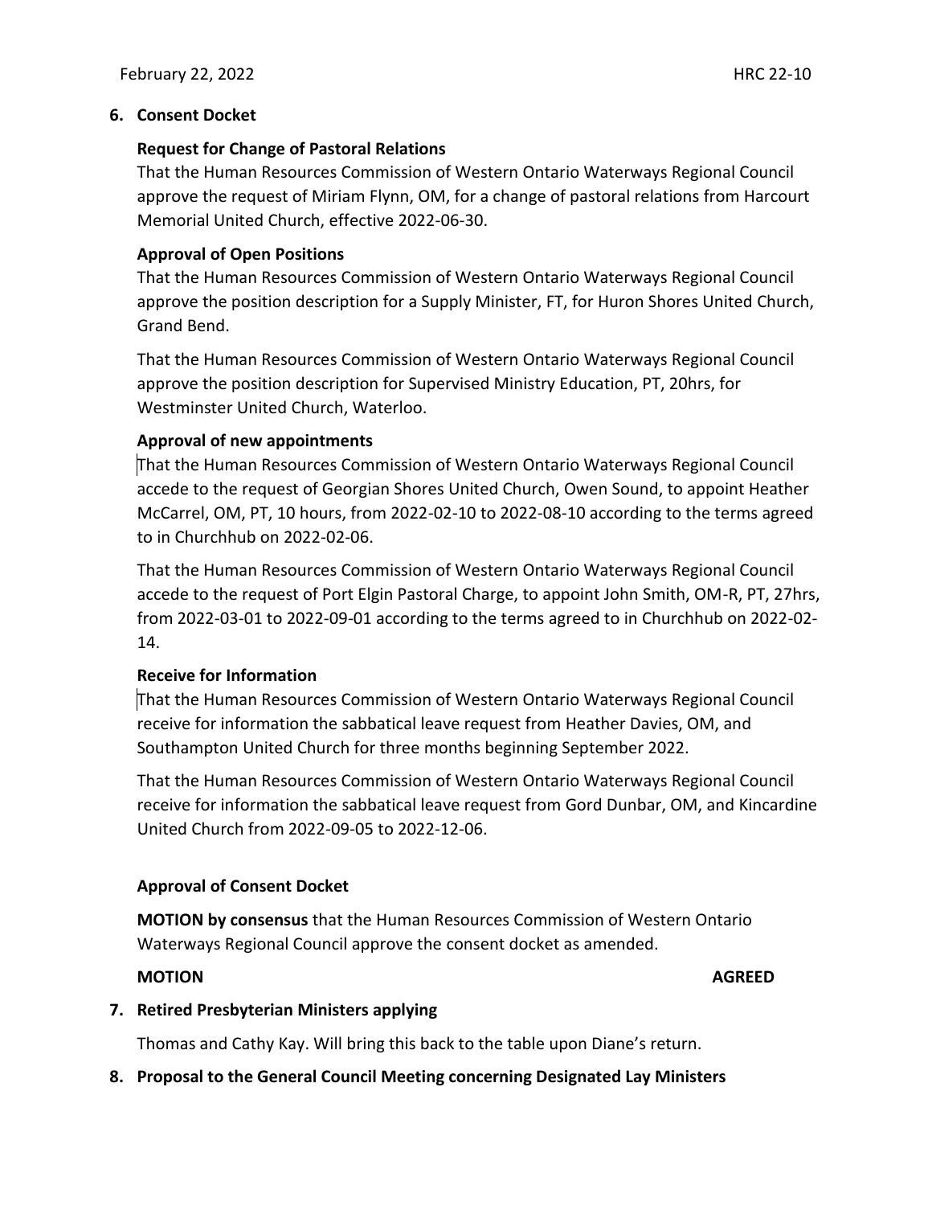## 6. Consent Docket

### Request for Change of Pastoral Relations

That the Human Resources Commission of Western Ontario Waterways Regional Council approve the request of Miriam Flynn, OM, for a change of pastoral relations from Harcourt Memorial United Church, effective 2022-06-30.

### Approval of Open Positions

That the Human Resources Commission of Western Ontario Waterways Regional Council approve the position description for a Supply Minister, FT, for Huron Shores United Church, Grand Bend.

That the Human Resources Commission of Western Ontario Waterways Regional Council approve the position description for Supervised Ministry Education, PT, 20hrs, for Westminster United Church, Waterloo.

### Approval of new appointments

That the Human Resources Commission of Western Ontario Waterways Regional Council accede to the request of Georgian Shores United Church, Owen Sound, to appoint Heather McCarrel, OM, PT, 10 hours, from 2022-02-10 to 2022-08-10 according to the terms agreed to in Churchhub on 2022-02-06.

That the Human Resources Commission of Western Ontario Waterways Regional Council accede to the request of Port Elgin Pastoral Charge, to appoint John Smith, OM-R, PT, 27hrs, from 2022-03-01 to 2022-09-01 according to the terms agreed to in Churchhub on 2022-02-14.

### Receive for Information

That the Human Resources Commission of Western Ontario Waterways Regional Council receive for information the sabbatical leave request from Heather Davies, OM, and Southampton United Church for three months beginning September 2022.

That the Human Resources Commission of Western Ontario Waterways Regional Council receive for information the sabbatical leave request from Gord Dunbar, OM, and Kincardine United Church from 2022-09-05 to 2022-12-06.

### Approval of Consent Docket

**MOTION by consensus** that the Human Resources Commission of Western Ontario Waterways Regional Council approve the consent docket as amended.

**MOTION** **AGREED**

## 7. Retired Presbyterian Ministers applying

Thomas and Cathy Kay. Will bring this back to the table upon Diane's return.

## 8. Proposal to the General Council Meeting concerning Designated Lay Ministers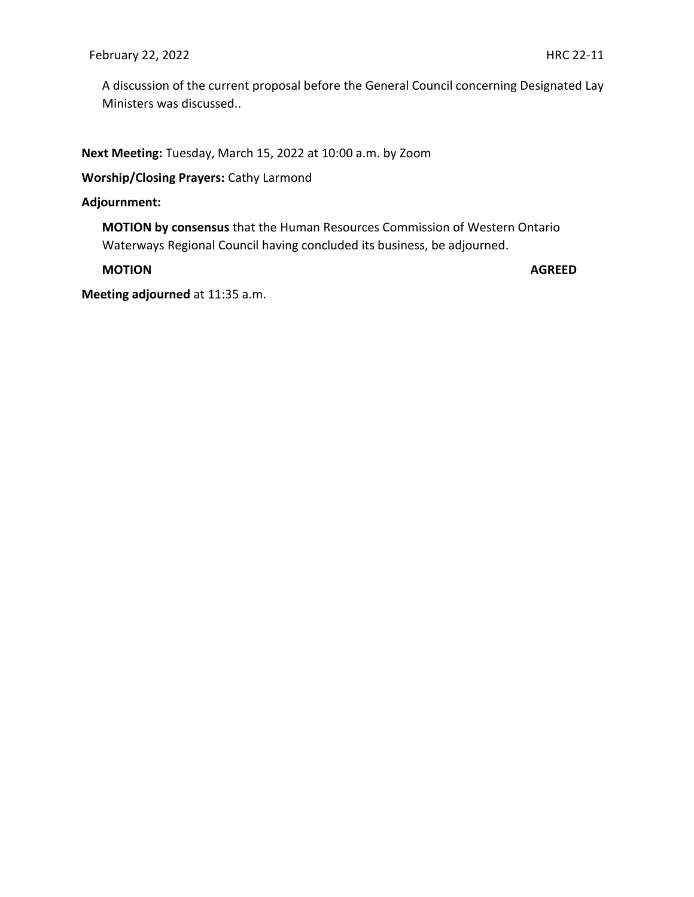A discussion of the current proposal before the General Council concerning Designated Lay Ministers was discussed..

**Next Meeting:** Tuesday, March 15, 2022 at 10:00 a.m. by Zoom

**Worship/Closing Prayers:** Cathy Larmond

**Adjournment:**

**MOTION by consensus** that the Human Resources Commission of Western Ontario Waterways Regional Council having concluded its business, be adjourned.

**MOTION** **AGREED**

**Meeting adjourned** at 11:35 a.m.